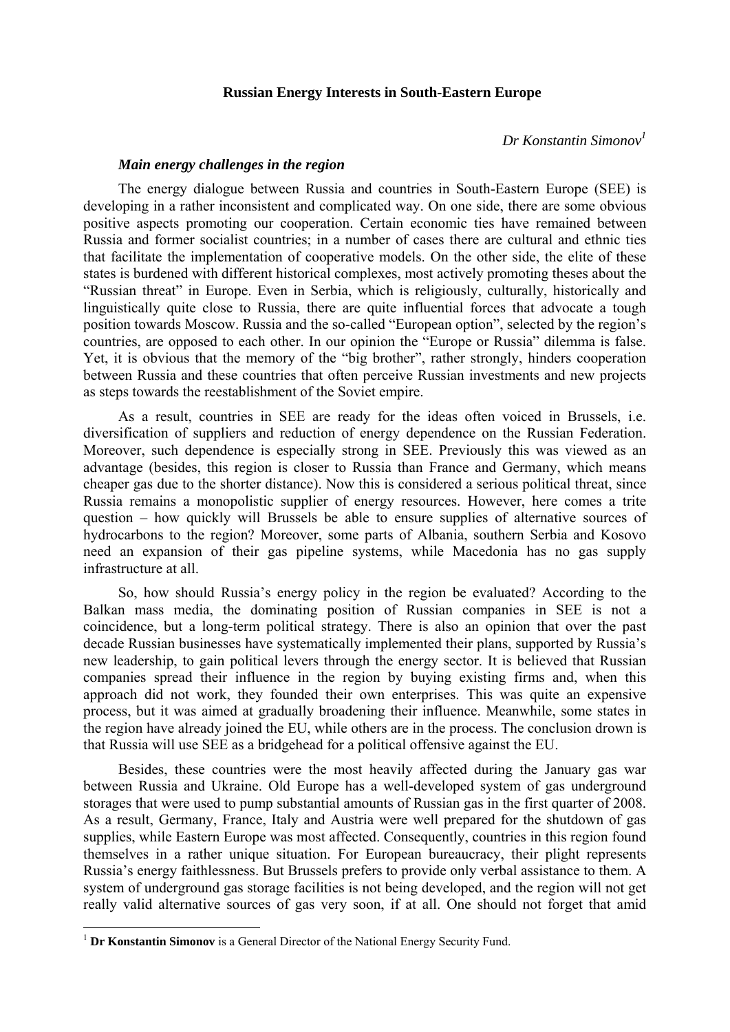# Russian Energy Interests in South-Eastern Europe

*Dr Konstantin Simonov*[1]

### *Main energy challenges in the region*

The energy dialogue between Russia and countries in South-Eastern Europe (SEE) is developing in a rather inconsistent and complicated way. On one side, there are some obvious positive aspects promoting our cooperation. Certain economic ties have remained between Russia and former socialist countries; in a number of cases there are cultural and ethnic ties that facilitate the implementation of cooperative models. On the other side, the elite of these states is burdened with different historical complexes, most actively promoting theses about the "Russian threat" in Europe. Even in Serbia, which is religiously, culturally, historically and linguistically quite close to Russia, there are quite influential forces that advocate a tough position towards Moscow. Russia and the so-called "European option", selected by the region's countries, are opposed to each other. In our opinion the "Europe or Russia" dilemma is false. Yet, it is obvious that the memory of the "big brother", rather strongly, hinders cooperation between Russia and these countries that often perceive Russian investments and new projects as steps towards the reestablishment of the Soviet empire.

As a result, countries in SEE are ready for the ideas often voiced in Brussels, i.e. diversification of suppliers and reduction of energy dependence on the Russian Federation. Moreover, such dependence is especially strong in SEE. Previously this was viewed as an advantage (besides, this region is closer to Russia than France and Germany, which means cheaper gas due to the shorter distance). Now this is considered a serious political threat, since Russia remains a monopolistic supplier of energy resources. However, here comes a trite question – how quickly will Brussels be able to ensure supplies of alternative sources of hydrocarbons to the region? Moreover, some parts of Albania, southern Serbia and Kosovo need an expansion of their gas pipeline systems, while Macedonia has no gas supply infrastructure at all.

So, how should Russia's energy policy in the region be evaluated? According to the Balkan mass media, the dominating position of Russian companies in SEE is not a coincidence, but a long-term political strategy. There is also an opinion that over the past decade Russian businesses have systematically implemented their plans, supported by Russia's new leadership, to gain political levers through the energy sector. It is believed that Russian companies spread their influence in the region by buying existing firms and, when this approach did not work, they founded their own enterprises. This was quite an expensive process, but it was aimed at gradually broadening their influence. Meanwhile, some states in the region have already joined the EU, while others are in the process. The conclusion drown is that Russia will use SEE as a bridgehead for a political offensive against the EU.

Besides, these countries were the most heavily affected during the January gas war between Russia and Ukraine. Old Europe has a well-developed system of gas underground storages that were used to pump substantial amounts of Russian gas in the first quarter of 2008. As a result, Germany, France, Italy and Austria were well prepared for the shutdown of gas supplies, while Eastern Europe was most affected. Consequently, countries in this region found themselves in a rather unique situation. For European bureaucracy, their plight represents Russia's energy faithlessness. But Brussels prefers to provide only verbal assistance to them. A system of underground gas storage facilities is not being developed, and the region will not get really valid alternative sources of gas very soon, if at all. One should not forget that amid

---

[1] **Dr Konstantin Simonov** is a General Director of the National Energy Security Fund.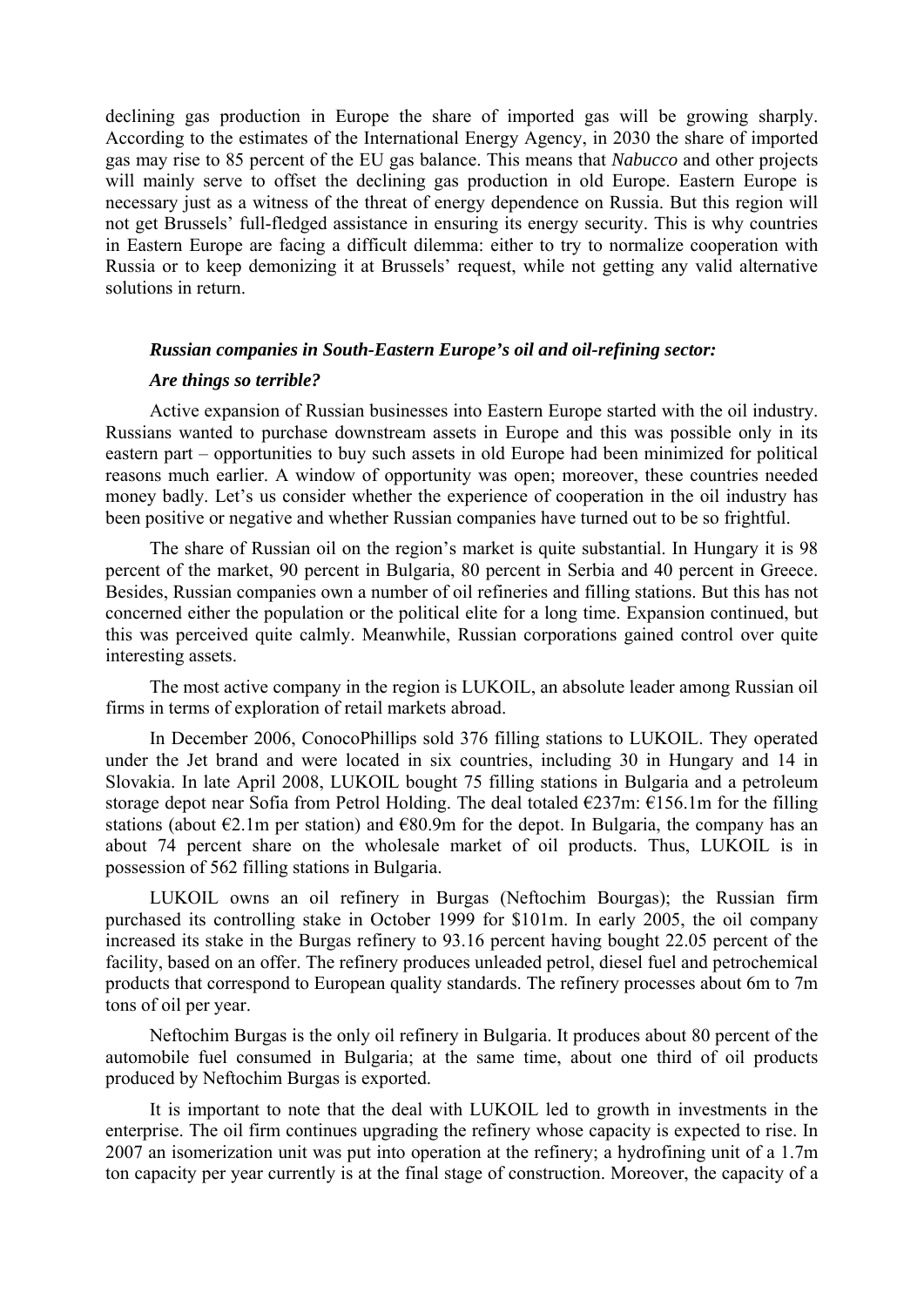declining gas production in Europe the share of imported gas will be growing sharply. According to the estimates of the International Energy Agency, in 2030 the share of imported gas may rise to 85 percent of the EU gas balance. This means that *Nabucco* and other projects will mainly serve to offset the declining gas production in old Europe. Eastern Europe is necessary just as a witness of the threat of energy dependence on Russia. But this region will not get Brussels' full-fledged assistance in ensuring its energy security. This is why countries in Eastern Europe are facing a difficult dilemma: either to try to normalize cooperation with Russia or to keep demonizing it at Brussels' request, while not getting any valid alternative solutions in return.

### *Russian companies in South-Eastern Europe's oil and oil-refining sector: Are things so terrible?*

Active expansion of Russian businesses into Eastern Europe started with the oil industry. Russians wanted to purchase downstream assets in Europe and this was possible only in its eastern part – opportunities to buy such assets in old Europe had been minimized for political reasons much earlier. A window of opportunity was open; moreover, these countries needed money badly. Let's us consider whether the experience of cooperation in the oil industry has been positive or negative and whether Russian companies have turned out to be so frightful.

The share of Russian oil on the region's market is quite substantial. In Hungary it is 98 percent of the market, 90 percent in Bulgaria, 80 percent in Serbia and 40 percent in Greece. Besides, Russian companies own a number of oil refineries and filling stations. But this has not concerned either the population or the political elite for a long time. Expansion continued, but this was perceived quite calmly. Meanwhile, Russian corporations gained control over quite interesting assets.

The most active company in the region is LUKOIL, an absolute leader among Russian oil firms in terms of exploration of retail markets abroad.

In December 2006, ConocoPhillips sold 376 filling stations to LUKOIL. They operated under the Jet brand and were located in six countries, including 30 in Hungary and 14 in Slovakia. In late April 2008, LUKOIL bought 75 filling stations in Bulgaria and a petroleum storage depot near Sofia from Petrol Holding. The deal totaled €237m: €156.1m for the filling stations (about €2.1m per station) and €80.9m for the depot. In Bulgaria, the company has an about 74 percent share on the wholesale market of oil products. Thus, LUKOIL is in possession of 562 filling stations in Bulgaria.

LUKOIL owns an oil refinery in Burgas (Neftochim Bourgas); the Russian firm purchased its controlling stake in October 1999 for \$101m. In early 2005, the oil company increased its stake in the Burgas refinery to 93.16 percent having bought 22.05 percent of the facility, based on an offer. The refinery produces unleaded petrol, diesel fuel and petrochemical products that correspond to European quality standards. The refinery processes about 6m to 7m tons of oil per year.

Neftochim Burgas is the only oil refinery in Bulgaria. It produces about 80 percent of the automobile fuel consumed in Bulgaria; at the same time, about one third of oil products produced by Neftochim Burgas is exported.

It is important to note that the deal with LUKOIL led to growth in investments in the enterprise. The oil firm continues upgrading the refinery whose capacity is expected to rise. In 2007 an isomerization unit was put into operation at the refinery; a hydrofining unit of a 1.7m ton capacity per year currently is at the final stage of construction. Moreover, the capacity of a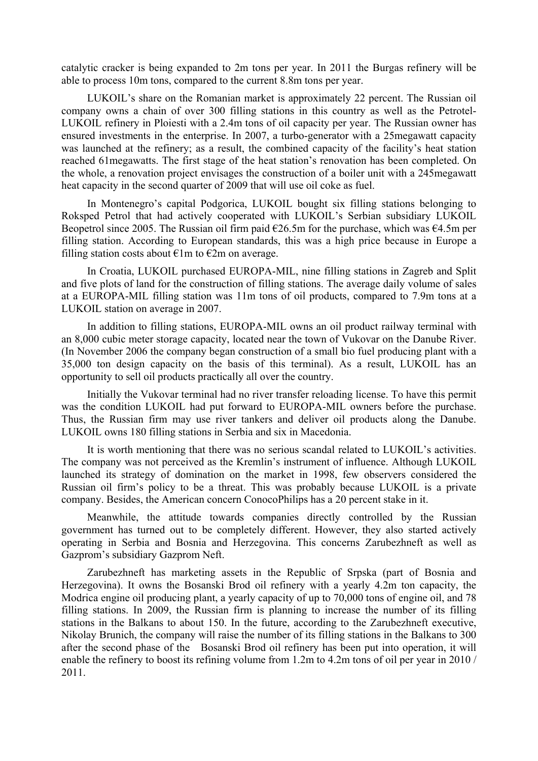catalytic cracker is being expanded to 2m tons per year. In 2011 the Burgas refinery will be able to process 10m tons, compared to the current 8.8m tons per year.

LUKOIL's share on the Romanian market is approximately 22 percent. The Russian oil company owns a chain of over 300 filling stations in this country as well as the Petrotel-LUKOIL refinery in Ploiesti with a 2.4m tons of oil capacity per year. The Russian owner has ensured investments in the enterprise. In 2007, a turbo-generator with a 25megawatt capacity was launched at the refinery; as a result, the combined capacity of the facility's heat station reached 61megawatts. The first stage of the heat station's renovation has been completed. On the whole, a renovation project envisages the construction of a boiler unit with a 245megawatt heat capacity in the second quarter of 2009 that will use oil coke as fuel.

In Montenegro's capital Podgorica, LUKOIL bought six filling stations belonging to Roksped Petrol that had actively cooperated with LUKOIL's Serbian subsidiary LUKOIL Beopetrol since 2005. The Russian oil firm paid €26.5m for the purchase, which was €4.5m per filling station. According to European standards, this was a high price because in Europe a filling station costs about €1m to €2m on average.

In Croatia, LUKOIL purchased EUROPA-MIL, nine filling stations in Zagreb and Split and five plots of land for the construction of filling stations. The average daily volume of sales at a EUROPA-MIL filling station was 11m tons of oil products, compared to 7.9m tons at a LUKOIL station on average in 2007.

In addition to filling stations, EUROPA-MIL owns an oil product railway terminal with an 8,000 cubic meter storage capacity, located near the town of Vukovar on the Danube River. (In November 2006 the company began construction of a small bio fuel producing plant with a 35,000 ton design capacity on the basis of this terminal). As a result, LUKOIL has an opportunity to sell oil products practically all over the country.

Initially the Vukovar terminal had no river transfer reloading license. To have this permit was the condition LUKOIL had put forward to EUROPA-MIL owners before the purchase. Thus, the Russian firm may use river tankers and deliver oil products along the Danube. LUKOIL owns 180 filling stations in Serbia and six in Macedonia.

It is worth mentioning that there was no serious scandal related to LUKOIL's activities. The company was not perceived as the Kremlin's instrument of influence. Although LUKOIL launched its strategy of domination on the market in 1998, few observers considered the Russian oil firm's policy to be a threat. This was probably because LUKOIL is a private company. Besides, the American concern ConocoPhilips has a 20 percent stake in it.

Meanwhile, the attitude towards companies directly controlled by the Russian government has turned out to be completely different. However, they also started actively operating in Serbia and Bosnia and Herzegovina. This concerns Zarubezhneft as well as Gazprom's subsidiary Gazprom Neft.

Zarubezhneft has marketing assets in the Republic of Srpska (part of Bosnia and Herzegovina). It owns the Bosanski Brod oil refinery with a yearly 4.2m ton capacity, the Modrica engine oil producing plant, a yearly capacity of up to 70,000 tons of engine oil, and 78 filling stations. In 2009, the Russian firm is planning to increase the number of its filling stations in the Balkans to about 150. In the future, according to the Zarubezhneft executive, Nikolay Brunich, the company will raise the number of its filling stations in the Balkans to 300 after the second phase of the Bosanski Brod oil refinery has been put into operation, it will enable the refinery to boost its refining volume from 1.2m to 4.2m tons of oil per year in 2010 / 2011.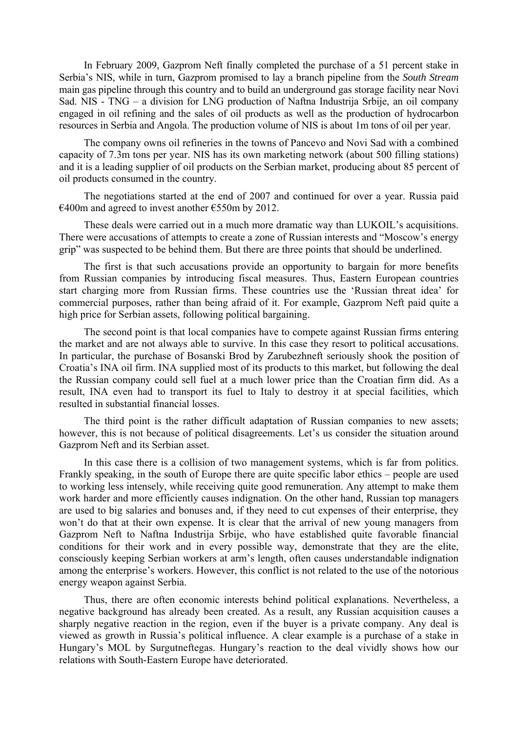In February 2009, Gazprom Neft finally completed the purchase of a 51 percent stake in Serbia's NIS, while in turn, Gazprom promised to lay a branch pipeline from the *South Stream* main gas pipeline through this country and to build an underground gas storage facility near Novi Sad. NIS - TNG – a division for LNG production of Naftna Industrija Srbije, an oil company engaged in oil refining and the sales of oil products as well as the production of hydrocarbon resources in Serbia and Angola. The production volume of NIS is about 1m tons of oil per year.

The company owns oil refineries in the towns of Pancevo and Novi Sad with a combined capacity of 7.3m tons per year. NIS has its own marketing network (about 500 filling stations) and it is a leading supplier of oil products on the Serbian market, producing about 85 percent of oil products consumed in the country.

The negotiations started at the end of 2007 and continued for over a year. Russia paid €400m and agreed to invest another €550m by 2012.

These deals were carried out in a much more dramatic way than LUKOIL's acquisitions. There were accusations of attempts to create a zone of Russian interests and "Moscow's energy grip" was suspected to be behind them. But there are three points that should be underlined.

The first is that such accusations provide an opportunity to bargain for more benefits from Russian companies by introducing fiscal measures. Thus, Eastern European countries start charging more from Russian firms. These countries use the 'Russian threat idea' for commercial purposes, rather than being afraid of it. For example, Gazprom Neft paid quite a high price for Serbian assets, following political bargaining.

The second point is that local companies have to compete against Russian firms entering the market and are not always able to survive. In this case they resort to political accusations. In particular, the purchase of Bosanski Brod by Zarubezhneft seriously shook the position of Croatia's INA oil firm. INA supplied most of its products to this market, but following the deal the Russian company could sell fuel at a much lower price than the Croatian firm did. As a result, INA even had to transport its fuel to Italy to destroy it at special facilities, which resulted in substantial financial losses.

The third point is the rather difficult adaptation of Russian companies to new assets; however, this is not because of political disagreements. Let's us consider the situation around Gazprom Neft and its Serbian asset.

In this case there is a collision of two management systems, which is far from politics. Frankly speaking, in the south of Europe there are quite specific labor ethics – people are used to working less intensely, while receiving quite good remuneration. Any attempt to make them work harder and more efficiently causes indignation. On the other hand, Russian top managers are used to big salaries and bonuses and, if they need to cut expenses of their enterprise, they won't do that at their own expense. It is clear that the arrival of new young managers from Gazprom Neft to Naftna Industrija Srbije, who have established quite favorable financial conditions for their work and in every possible way, demonstrate that they are the elite, consciously keeping Serbian workers at arm's length, often causes understandable indignation among the enterprise's workers. However, this conflict is not related to the use of the notorious energy weapon against Serbia.

Thus, there are often economic interests behind political explanations. Nevertheless, a negative background has already been created. As a result, any Russian acquisition causes a sharply negative reaction in the region, even if the buyer is a private company. Any deal is viewed as growth in Russia's political influence. A clear example is a purchase of a stake in Hungary's MOL by Surgutneftegas. Hungary's reaction to the deal vividly shows how our relations with South-Eastern Europe have deteriorated.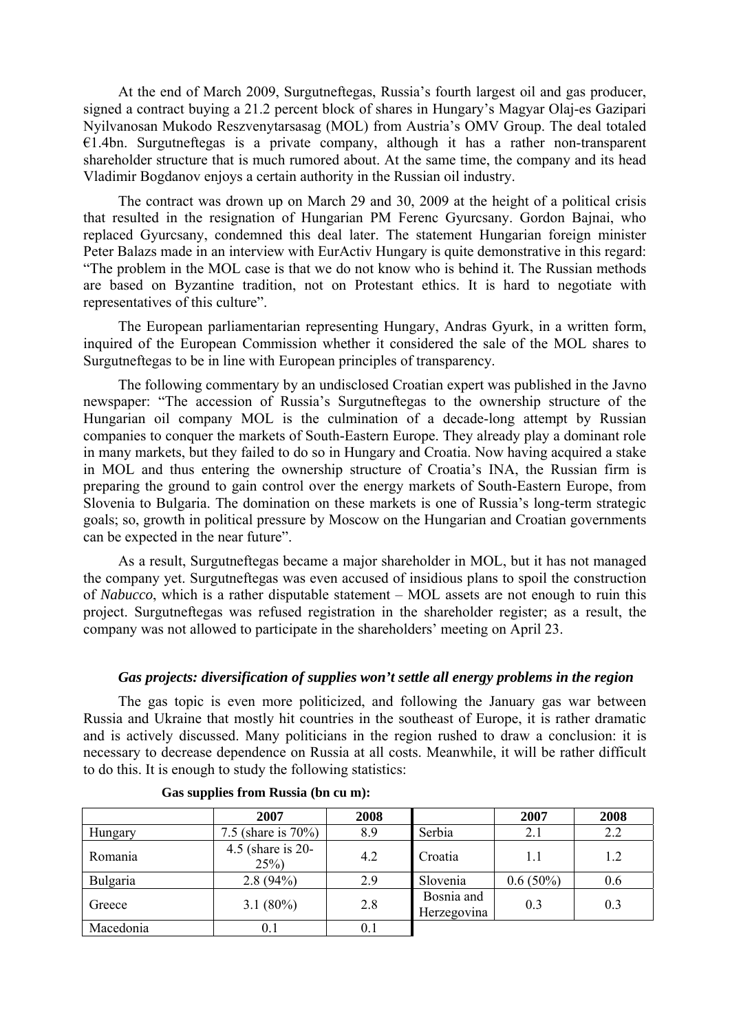At the end of March 2009, Surgutneftegas, Russia's fourth largest oil and gas producer, signed a contract buying a 21.2 percent block of shares in Hungary's Magyar Olaj-es Gazipari Nyilvanosan Mukodo Reszvenytarsasag (MOL) from Austria's OMV Group. The deal totaled €1.4bn. Surgutneftegas is a private company, although it has a rather non-transparent shareholder structure that is much rumored about. At the same time, the company and its head Vladimir Bogdanov enjoys a certain authority in the Russian oil industry.

The contract was drawn up on March 29 and 30, 2009 at the height of a political crisis that resulted in the resignation of Hungarian PM Ferenc Gyurcsany. Gordon Bajnai, who replaced Gyurcsany, condemned this deal later. The statement Hungarian foreign minister Peter Balazs made in an interview with EurActiv Hungary is quite demonstrative in this regard: "The problem in the MOL case is that we do not know who is behind it. The Russian methods are based on Byzantine tradition, not on Protestant ethics. It is hard to negotiate with representatives of this culture".

The European parliamentarian representing Hungary, Andras Gyurk, in a written form, inquired of the European Commission whether it considered the sale of the MOL shares to Surgutneftegas to be in line with European principles of transparency.

The following commentary by an undisclosed Croatian expert was published in the Javno newspaper: "The accession of Russia's Surgutneftegas to the ownership structure of the Hungarian oil company MOL is the culmination of a decade-long attempt by Russian companies to conquer the markets of South-Eastern Europe. They already play a dominant role in many markets, but they failed to do so in Hungary and Croatia. Now having acquired a stake in MOL and thus entering the ownership structure of Croatia's INA, the Russian firm is preparing the ground to gain control over the energy markets of South-Eastern Europe, from Slovenia to Bulgaria. The domination on these markets is one of Russia's long-term strategic goals; so, growth in political pressure by Moscow on the Hungarian and Croatian governments can be expected in the near future".

As a result, Surgutneftegas became a major shareholder in MOL, but it has not managed the company yet. Surgutneftegas was even accused of insidious plans to spoil the construction of *Nabucco*, which is a rather disputable statement – MOL assets are not enough to ruin this project. Surgutneftegas was refused registration in the shareholder register; as a result, the company was not allowed to participate in the shareholders' meeting on April 23.

### *Gas projects: diversification of supplies won't settle all energy problems in the region*

The gas topic is even more politicized, and following the January gas war between Russia and Ukraine that mostly hit countries in the southeast of Europe, it is rather dramatic and is actively discussed. Many politicians in the region rushed to draw a conclusion: it is necessary to decrease dependence on Russia at all costs. Meanwhile, it will be rather difficult to do this. It is enough to study the following statistics:

**Gas supplies from Russia (bn cu m):**

| | 2007 | 2008 | | 2007 | 2008 |
|---|---|---|---|---|---|
| Hungary | 7.5 (share is 70%) | 8.9 | Serbia | 2.1 | 2.2 |
| Romania | 4.5 (share is 20-25%) | 4.2 | Croatia | 1.1 | 1.2 |
| Bulgaria | 2.8 (94%) | 2.9 | Slovenia | 0.6 (50%) | 0.6 |
| Greece | 3.1 (80%) | 2.8 | Bosnia and Herzegovina | 0.3 | 0.3 |
| Macedonia | 0.1 | 0.1 | | | |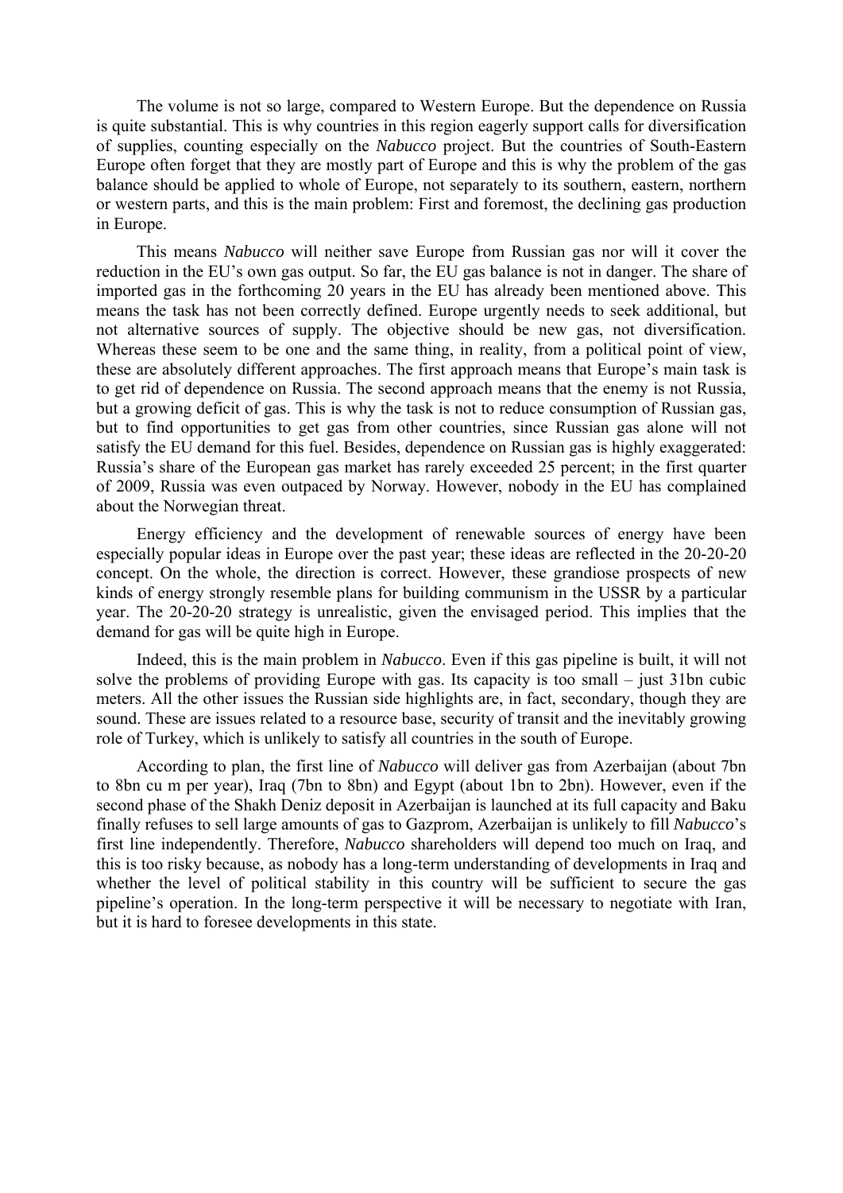The volume is not so large, compared to Western Europe. But the dependence on Russia is quite substantial. This is why countries in this region eagerly support calls for diversification of supplies, counting especially on the *Nabucco* project. But the countries of South-Eastern Europe often forget that they are mostly part of Europe and this is why the problem of the gas balance should be applied to whole of Europe, not separately to its southern, eastern, northern or western parts, and this is the main problem: First and foremost, the declining gas production in Europe.

This means *Nabucco* will neither save Europe from Russian gas nor will it cover the reduction in the EU's own gas output. So far, the EU gas balance is not in danger. The share of imported gas in the forthcoming 20 years in the EU has already been mentioned above. This means the task has not been correctly defined. Europe urgently needs to seek additional, but not alternative sources of supply. The objective should be new gas, not diversification. Whereas these seem to be one and the same thing, in reality, from a political point of view, these are absolutely different approaches. The first approach means that Europe's main task is to get rid of dependence on Russia. The second approach means that the enemy is not Russia, but a growing deficit of gas. This is why the task is not to reduce consumption of Russian gas, but to find opportunities to get gas from other countries, since Russian gas alone will not satisfy the EU demand for this fuel. Besides, dependence on Russian gas is highly exaggerated: Russia's share of the European gas market has rarely exceeded 25 percent; in the first quarter of 2009, Russia was even outpaced by Norway. However, nobody in the EU has complained about the Norwegian threat.

Energy efficiency and the development of renewable sources of energy have been especially popular ideas in Europe over the past year; these ideas are reflected in the 20-20-20 concept. On the whole, the direction is correct. However, these grandiose prospects of new kinds of energy strongly resemble plans for building communism in the USSR by a particular year. The 20-20-20 strategy is unrealistic, given the envisaged period. This implies that the demand for gas will be quite high in Europe.

Indeed, this is the main problem in *Nabucco*. Even if this gas pipeline is built, it will not solve the problems of providing Europe with gas. Its capacity is too small – just 31bn cubic meters. All the other issues the Russian side highlights are, in fact, secondary, though they are sound. These are issues related to a resource base, security of transit and the inevitably growing role of Turkey, which is unlikely to satisfy all countries in the south of Europe.

According to plan, the first line of *Nabucco* will deliver gas from Azerbaijan (about 7bn to 8bn cu m per year), Iraq (7bn to 8bn) and Egypt (about 1bn to 2bn). However, even if the second phase of the Shakh Deniz deposit in Azerbaijan is launched at its full capacity and Baku finally refuses to sell large amounts of gas to Gazprom, Azerbaijan is unlikely to fill *Nabucco*'s first line independently. Therefore, *Nabucco* shareholders will depend too much on Iraq, and this is too risky because, as nobody has a long-term understanding of developments in Iraq and whether the level of political stability in this country will be sufficient to secure the gas pipeline's operation. In the long-term perspective it will be necessary to negotiate with Iran, but it is hard to foresee developments in this state.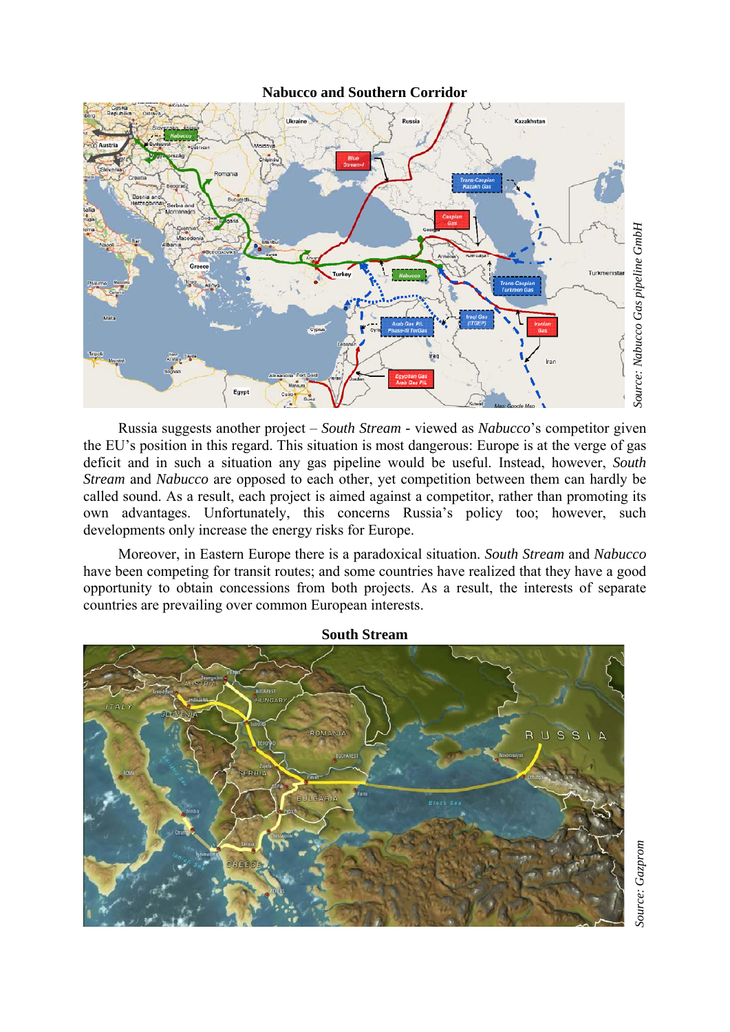**Nabucco and Southern Corridor**

*Source: Nabucco Gas pipeline GmbH*

Russia suggests another project – *South Stream* - viewed as *Nabucco*'s competitor given the EU's position in this regard. This situation is most dangerous: Europe is at the verge of gas deficit and in such a situation any gas pipeline would be useful. Instead, however, *South Stream* and *Nabucco* are opposed to each other, yet competition between them can hardly be called sound. As a result, each project is aimed against a competitor, rather than promoting its own advantages. Unfortunately, this concerns Russia's policy too; however, such developments only increase the energy risks for Europe.

Moreover, in Eastern Europe there is a paradoxical situation. *South Stream* and *Nabucco* have been competing for transit routes; and some countries have realized that they have a good opportunity to obtain concessions from both projects. As a result, the interests of separate countries are prevailing over common European interests.

**South Stream**

*Source: Gazprom*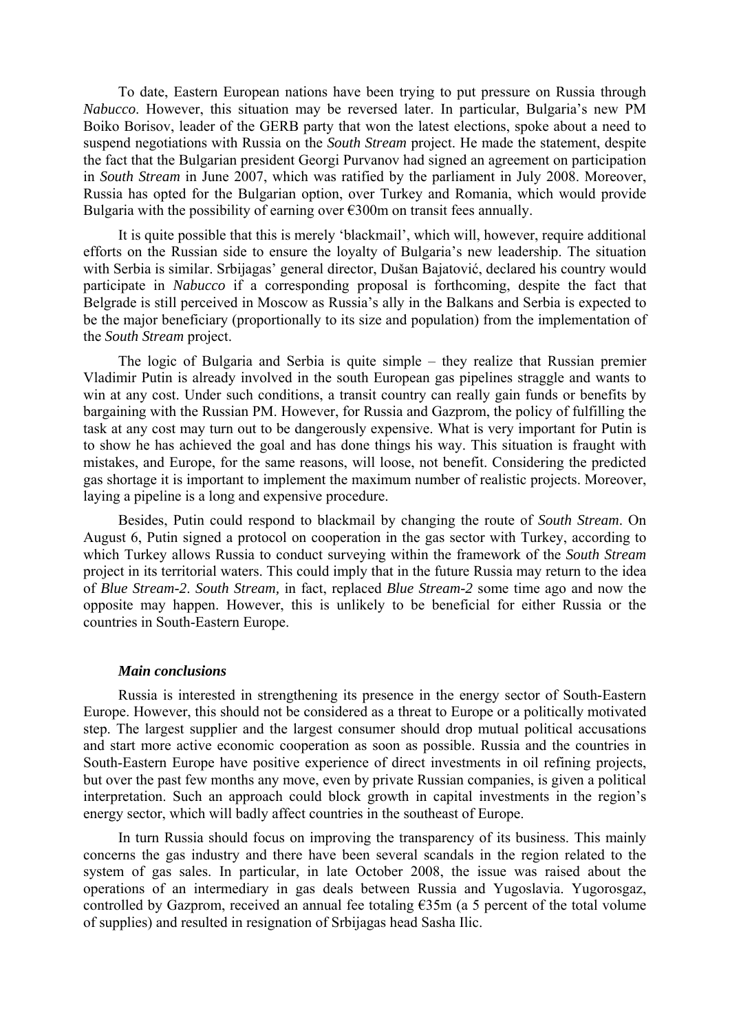To date, Eastern European nations have been trying to put pressure on Russia through *Nabucco*. However, this situation may be reversed later. In particular, Bulgaria's new PM Boiko Borisov, leader of the GERB party that won the latest elections, spoke about a need to suspend negotiations with Russia on the *South Stream* project. He made the statement, despite the fact that the Bulgarian president Georgi Purvanov had signed an agreement on participation in *South Stream* in June 2007, which was ratified by the parliament in July 2008. Moreover, Russia has opted for the Bulgarian option, over Turkey and Romania, which would provide Bulgaria with the possibility of earning over €300m on transit fees annually.

It is quite possible that this is merely 'blackmail', which will, however, require additional efforts on the Russian side to ensure the loyalty of Bulgaria's new leadership. The situation with Serbia is similar. Srbijagas' general director, Dušan Bajatović, declared his country would participate in *Nabucco* if a corresponding proposal is forthcoming, despite the fact that Belgrade is still perceived in Moscow as Russia's ally in the Balkans and Serbia is expected to be the major beneficiary (proportionally to its size and population) from the implementation of the *South Stream* project.

The logic of Bulgaria and Serbia is quite simple – they realize that Russian premier Vladimir Putin is already involved in the south European gas pipelines straggle and wants to win at any cost. Under such conditions, a transit country can really gain funds or benefits by bargaining with the Russian PM. However, for Russia and Gazprom, the policy of fulfilling the task at any cost may turn out to be dangerously expensive. What is very important for Putin is to show he has achieved the goal and has done things his way. This situation is fraught with mistakes, and Europe, for the same reasons, will loose, not benefit. Considering the predicted gas shortage it is important to implement the maximum number of realistic projects. Moreover, laying a pipeline is a long and expensive procedure.

Besides, Putin could respond to blackmail by changing the route of *South Stream*. On August 6, Putin signed a protocol on cooperation in the gas sector with Turkey, according to which Turkey allows Russia to conduct surveying within the framework of the *South Stream* project in its territorial waters. This could imply that in the future Russia may return to the idea of *Blue Stream-2*. *South Stream,* in fact, replaced *Blue Stream-2* some time ago and now the opposite may happen. However, this is unlikely to be beneficial for either Russia or the countries in South-Eastern Europe.

### *Main conclusions*

Russia is interested in strengthening its presence in the energy sector of South-Eastern Europe. However, this should not be considered as a threat to Europe or a politically motivated step. The largest supplier and the largest consumer should drop mutual political accusations and start more active economic cooperation as soon as possible. Russia and the countries in South-Eastern Europe have positive experience of direct investments in oil refining projects, but over the past few months any move, even by private Russian companies, is given a political interpretation. Such an approach could block growth in capital investments in the region's energy sector, which will badly affect countries in the southeast of Europe.

In turn Russia should focus on improving the transparency of its business. This mainly concerns the gas industry and there have been several scandals in the region related to the system of gas sales. In particular, in late October 2008, the issue was raised about the operations of an intermediary in gas deals between Russia and Yugoslavia. Yugorosgaz, controlled by Gazprom, received an annual fee totaling €35m (a 5 percent of the total volume of supplies) and resulted in resignation of Srbijagas head Sasha Ilic.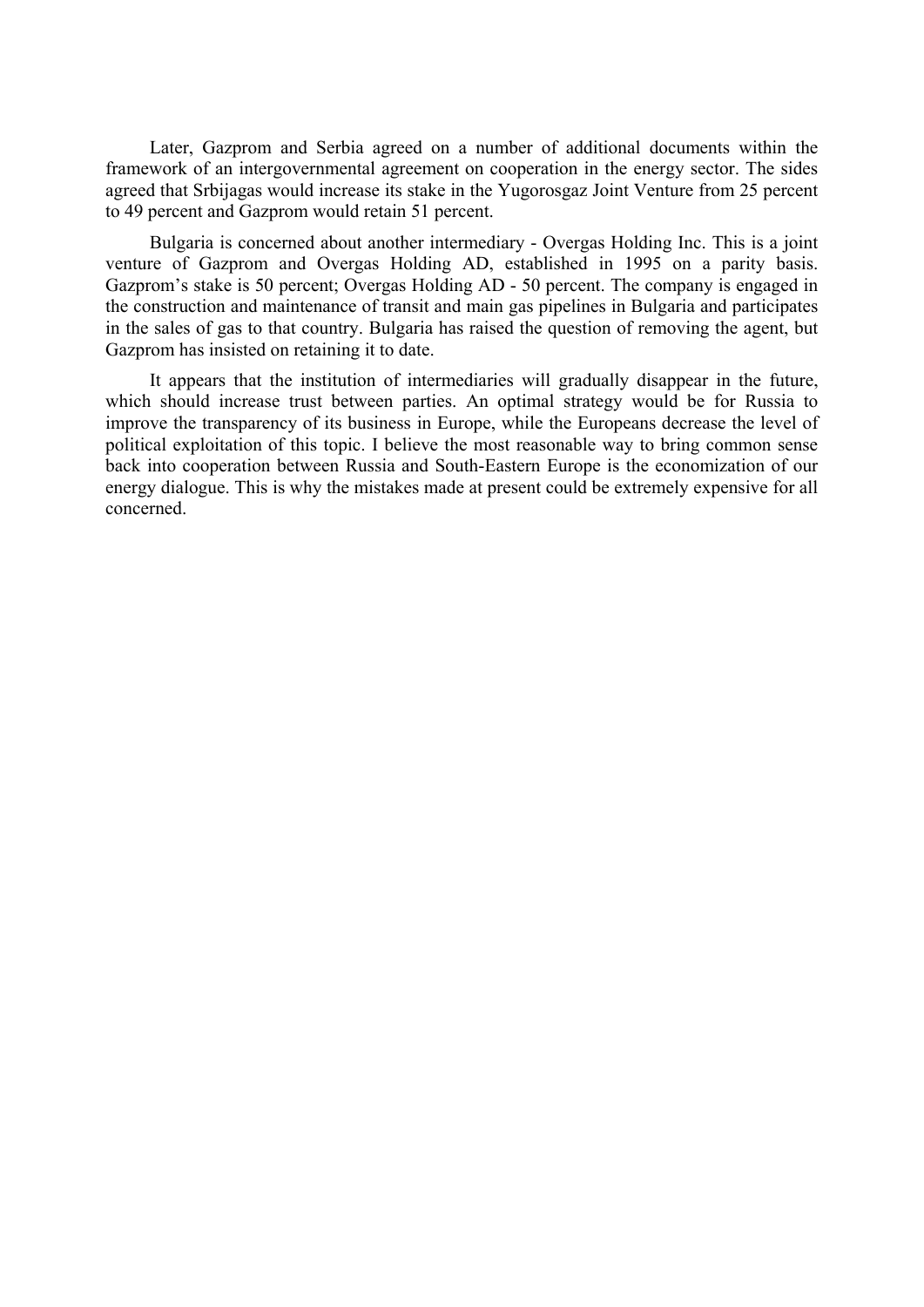Later, Gazprom and Serbia agreed on a number of additional documents within the framework of an intergovernmental agreement on cooperation in the energy sector. The sides agreed that Srbijagas would increase its stake in the Yugorosgaz Joint Venture from 25 percent to 49 percent and Gazprom would retain 51 percent.

Bulgaria is concerned about another intermediary - Overgas Holding Inc. This is a joint venture of Gazprom and Overgas Holding AD, established in 1995 on a parity basis. Gazprom's stake is 50 percent; Overgas Holding AD - 50 percent. The company is engaged in the construction and maintenance of transit and main gas pipelines in Bulgaria and participates in the sales of gas to that country. Bulgaria has raised the question of removing the agent, but Gazprom has insisted on retaining it to date.

It appears that the institution of intermediaries will gradually disappear in the future, which should increase trust between parties. An optimal strategy would be for Russia to improve the transparency of its business in Europe, while the Europeans decrease the level of political exploitation of this topic. I believe the most reasonable way to bring common sense back into cooperation between Russia and South-Eastern Europe is the economization of our energy dialogue. This is why the mistakes made at present could be extremely expensive for all concerned.